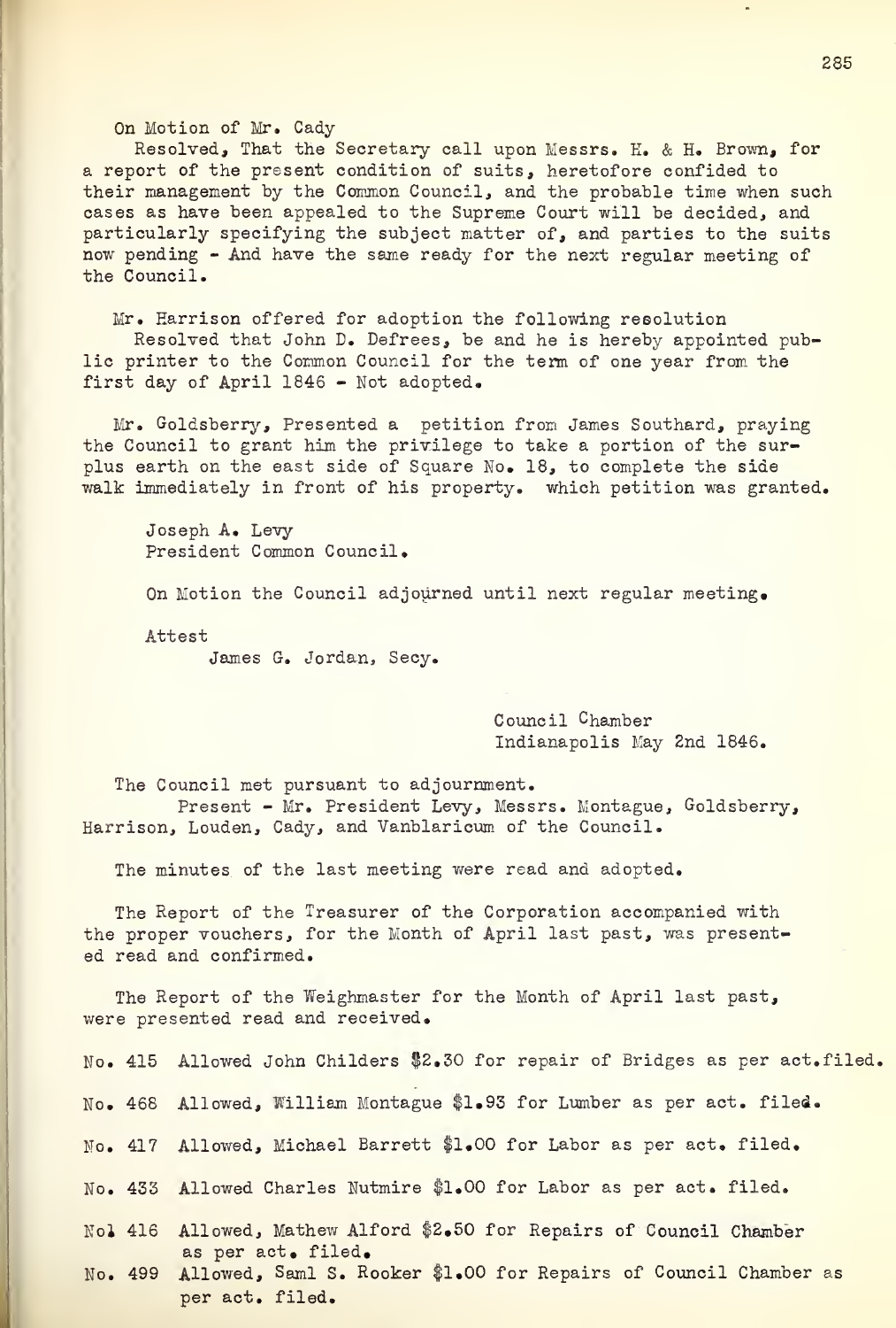On Motion of Mr. Cady

Resolved, That the Secretary call upon Messrs. H. & H. Brown, for a report of the present condition of suits, heretofore confided to their management by the Common Council, and the probable time when such cases as have been appealed to the Supreme Court will be decided, and particularly specifying the subject matter of, and parties to the suits now pending - And have the same ready for the next regular meeting of the Council.

Mr. Harrison offered for adoption the following resolution

Resolved that John D. Defrees, be and he is hereby appointed public printer to the Common Council for the term of one year from the first day of April 1846 - Not adopted.

Mr. Goldsberry, Presented a petition from James Southard, praying the Council to grant him the privilege to take a portion of the surplus earth on the east side of Square No. 18, to complete the side walk immediately in front of his property. which petition was granted.

Joseph A. Levy
President Common Council.

On Motion the Council adjourned until next regular meeting.

Attest
James G. Jordan, Secy.

Council Chamber
Indianapolis May 2nd 1846.

The Council met pursuant to adjournment.

Present - Mr. President Levy, Messrs. Montague, Goldsberry, Harrison, Louden, Cady, and Vanblaricum of the Council.

The minutes of the last meeting were read and adopted.

The Report of the Treasurer of the Corporation accompanied with the proper vouchers, for the Month of April last past, was presented read and confirmed.

The Report of the Weighmaster for the Month of April last past, were presented read and received.

No. 415 Allowed John Childers $2.30 for repair of Bridges as per act. filed.

No. 468 Allowed, William Montague $1.93 for Lumber as per act. filed.

No. 417 Allowed, Michael Barrett $1.00 for Labor as per act. filed.

No. 433 Allowed Charles Nutmire $1.00 for Labor as per act. filed.

No. 416 Allowed, Mathew Alford $2.50 for Repairs of Council Chamber as per act. filed.

No. 499 Allowed, Saml S. Rooker $1.00 for Repairs of Council Chamber as per act. filed.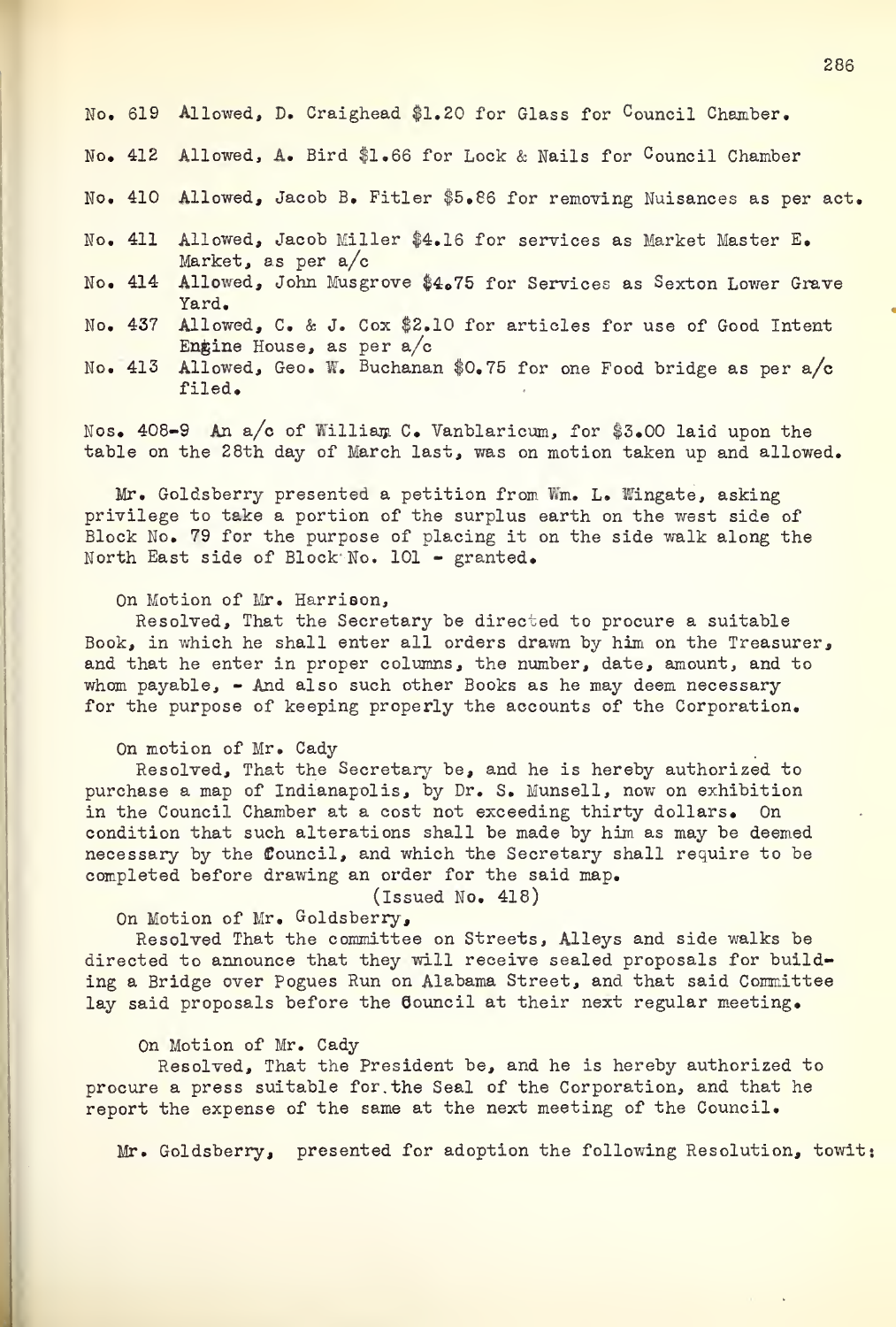No. 619 Allowed, D. Craighead $1.20 for Glass for Council Chamber.

No. 412 Allowed, A. Bird $1.66 for Lock & Nails for Council Chamber

No. 410 Allowed, Jacob B. Fitler $5.86 for removing Nuisances as per act.

No. 411 Allowed, Jacob Miller $4.16 for services as Market Master E. Market, as per a/c

No. 414 Allowed, John Musgrove $4.75 for Services as Sexton Lower Grave Yard.

No. 437 Allowed, C. & J. Cox $2.10 for articles for use of Good Intent Engine House, as per a/c

No. 413 Allowed, Geo. W. Buchanan $0.75 for one Food bridge as per a/c filed.

Nos. 408-9 An a/c of William C. Vanblaricum, for $3.00 laid upon the table on the 28th day of March last, was on motion taken up and allowed.

Mr. Goldsberry presented a petition from Wm. L. Wingate, asking privilege to take a portion of the surplus earth on the west side of Block No. 79 for the purpose of placing it on the side walk along the North East side of Block No. 101 - granted.

On Motion of Mr. Harrison,

Resolved, That the Secretary be directed to procure a suitable Book, in which he shall enter all orders drawn by him on the Treasurer, and that he enter in proper columns, the number, date, amount, and to whom payable, - And also such other Books as he may deem necessary for the purpose of keeping properly the accounts of the Corporation.

On motion of Mr. Cady

Resolved, That the Secretary be, and he is hereby authorized to purchase a map of Indianapolis, by Dr. S. Munsell, now on exhibition in the Council Chamber at a cost not exceeding thirty dollars. On condition that such alterations shall be made by him as may be deemed necessary by the Council, and which the Secretary shall require to be completed before drawing an order for the said map.

(Issued No. 418)

On Motion of Mr. Goldsberry,

Resolved That the committee on Streets, Alleys and side walks be directed to announce that they will receive sealed proposals for building a Bridge over Pogues Run on Alabama Street, and that said Committee lay said proposals before the Council at their next regular meeting.

On Motion of Mr. Cady

Resolved, That the President be, and he is hereby authorized to procure a press suitable for the Seal of the Corporation, and that he report the expense of the same at the next meeting of the Council.

Mr. Goldsberry, presented for adoption the following Resolution, towit: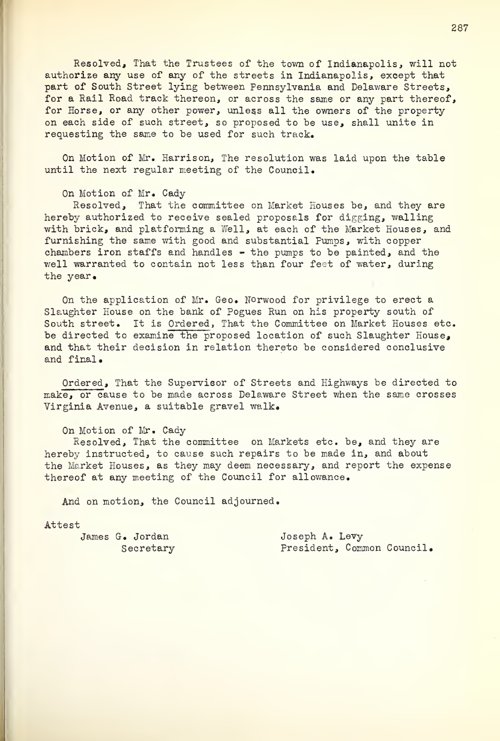Resolved, That the Trustees of the town of Indianapolis, will not authorize any use of any of the streets in Indianapolis, except that part of South Street lying between Pennsylvania and Delaware Streets, for a Rail Road track thereon, or across the same or any part thereof, for Horse, or any other power, unless all the owners of the property on each side of such street, so proposed to be use, shall unite in requesting the same to be used for such track.

On Motion of Mr. Harrison, The resolution was laid upon the table until the next regular meeting of the Council.

On Motion of Mr. Cady
Resolved, That the committee on Market Houses be, and they are hereby authorized to receive sealed proposals for digging, walling with brick, and platforming a Well, at each of the Market Houses, and furnishing the same with good and substantial Pumps, with copper chambers iron staffs and handles - the pumps to be painted, and the well warranted to contain not less than four feet of water, during the year.

On the application of Mr. Geo. Norwood for privilege to erect a Slaughter House on the bank of Pogues Run on his property south of South street. It is Ordered, That the Committee on Market Houses etc. be directed to examine the proposed location of such Slaughter House, and that their decision in relation thereto be considered conclusive and final.

Ordered, That the Supervisor of Streets and Highways be directed to make, or cause to be made across Delaware Street when the same crosses Virginia Avenue, a suitable gravel walk.

On Motion of Mr. Cady
Resolved, That the committee on Markets etc. be, and they are hereby instructed, to cause such repairs to be made in, and about the Market Houses, as they may deem necessary, and report the expense thereof at any meeting of the Council for allowance.

And on motion, the Council adjourned.

Attest
James G. Jordan
Secretary

Joseph A. Levy
President, Common Council.